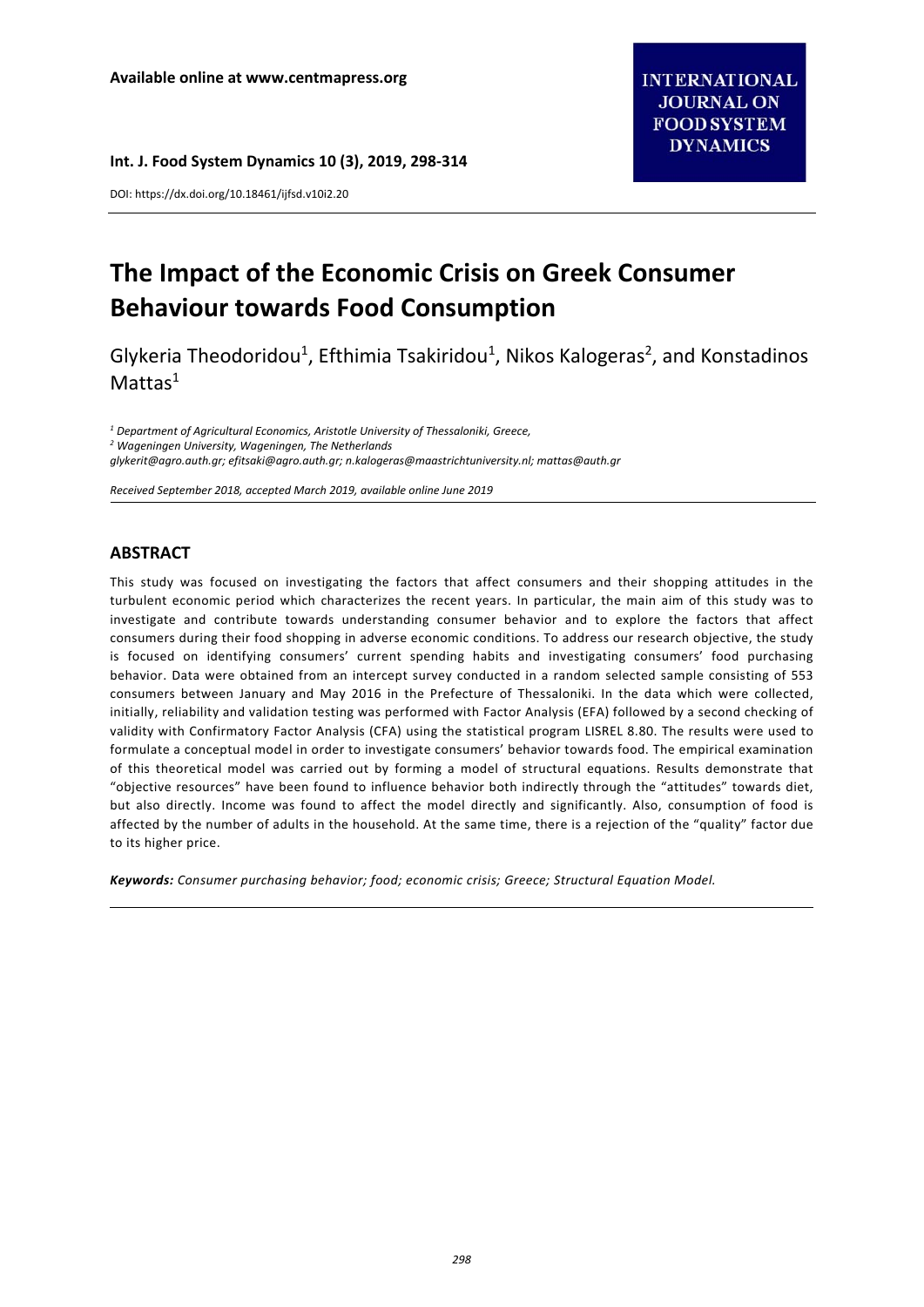Available online at www.centmapress.org

INTERNATIONAL JOURNAL ON FOOD SYSTEM DYNAMICS

DOI: https://dx.doi.org/10.18461/ijfsd.v10i2.20

# The Impact of the Economic Crisis on Greek Consumer Behaviour towards Food Consumption

Glykeria Theodoridou[1], Efthimia Tsakiridou[1], Nikos Kalogeras[2], and Konstadinos Mattas[1]

*[1] Department of Agricultural Economics, Aristotle University of Thessaloniki, Greece,*
*[2] Wageningen University, Wageningen, The Netherlands*
*glykerit@agro.auth.gr; efitsaki@agro.auth.gr; n.kalogeras@maastrichtuniversity.nl; mattas@auth.gr*

*Received September 2018, accepted March 2019, available online June 2019*

## ABSTRACT

This study was focused on investigating the factors that affect consumers and their shopping attitudes in the turbulent economic period which characterizes the recent years. In particular, the main aim of this study was to investigate and contribute towards understanding consumer behavior and to explore the factors that affect consumers during their food shopping in adverse economic conditions. To address our research objective, the study is focused on identifying consumers' current spending habits and investigating consumers' food purchasing behavior. Data were obtained from an intercept survey conducted in a random selected sample consisting of 553 consumers between January and May 2016 in the Prefecture of Thessaloniki. In the data which were collected, initially, reliability and validation testing was performed with Factor Analysis (EFA) followed by a second checking of validity with Confirmatory Factor Analysis (CFA) using the statistical program LISREL 8.80. The results were used to formulate a conceptual model in order to investigate consumers' behavior towards food. The empirical examination of this theoretical model was carried out by forming a model of structural equations. Results demonstrate that "objective resources" have been found to influence behavior both indirectly through the "attitudes" towards diet, but also directly. Income was found to affect the model directly and significantly. Also, consumption of food is affected by the number of adults in the household. At the same time, there is a rejection of the "quality" factor due to its higher price.

***Keywords:*** *Consumer purchasing behavior; food; economic crisis; Greece; Structural Equation Model.*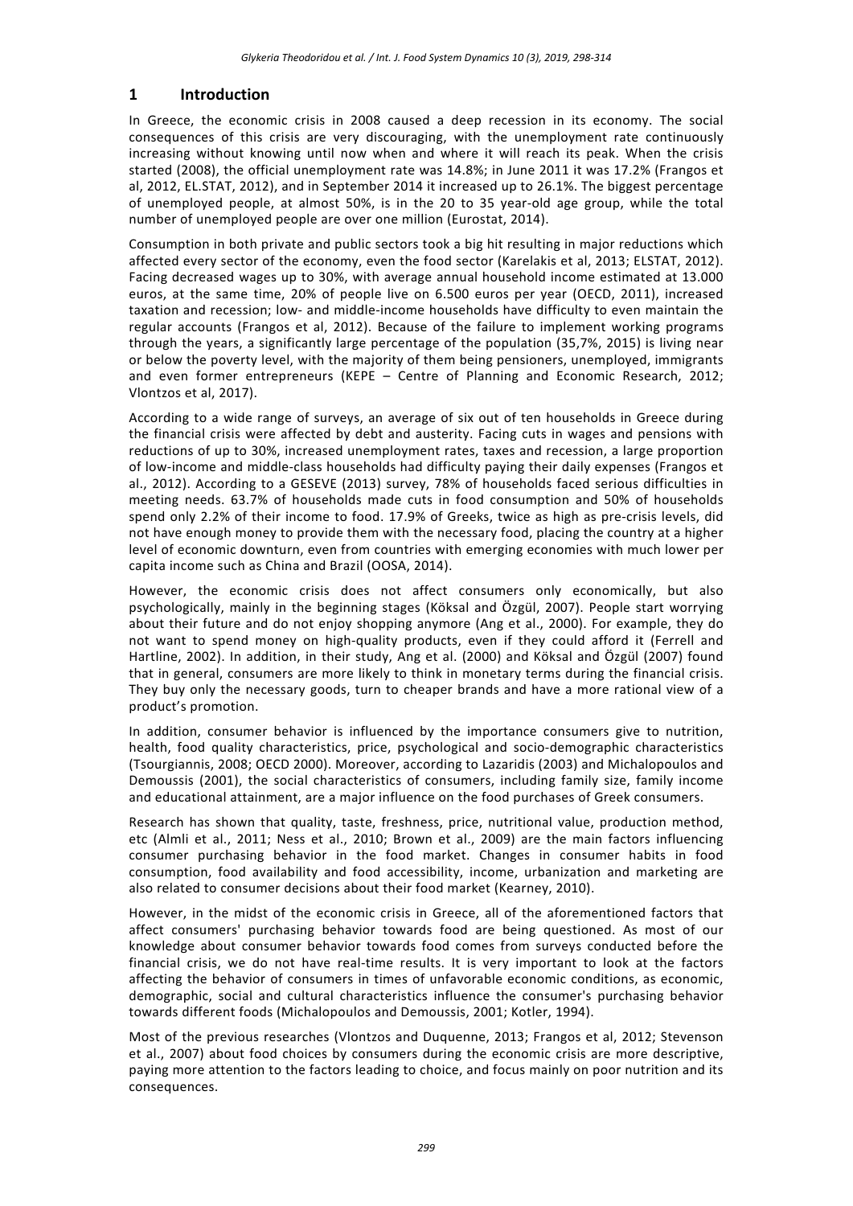## 1 Introduction

In Greece, the economic crisis in 2008 caused a deep recession in its economy. The social consequences of this crisis are very discouraging, with the unemployment rate continuously increasing without knowing until now when and where it will reach its peak. When the crisis started (2008), the official unemployment rate was 14.8%; in June 2011 it was 17.2% (Frangos et al, 2012, EL.STAT, 2012), and in September 2014 it increased up to 26.1%. The biggest percentage of unemployed people, at almost 50%, is in the 20 to 35 year-old age group, while the total number of unemployed people are over one million (Eurostat, 2014).

Consumption in both private and public sectors took a big hit resulting in major reductions which affected every sector of the economy, even the food sector (Karelakis et al, 2013; ELSTAT, 2012). Facing decreased wages up to 30%, with average annual household income estimated at 13.000 euros, at the same time, 20% of people live on 6.500 euros per year (OECD, 2011), increased taxation and recession; low- and middle-income households have difficulty to even maintain the regular accounts (Frangos et al, 2012). Because of the failure to implement working programs through the years, a significantly large percentage of the population (35,7%, 2015) is living near or below the poverty level, with the majority of them being pensioners, unemployed, immigrants and even former entrepreneurs (KEPE – Centre of Planning and Economic Research, 2012; Vlontzos et al, 2017).

According to a wide range of surveys, an average of six out of ten households in Greece during the financial crisis were affected by debt and austerity. Facing cuts in wages and pensions with reductions of up to 30%, increased unemployment rates, taxes and recession, a large proportion of low-income and middle-class households had difficulty paying their daily expenses (Frangos et al., 2012). According to a GESEVE (2013) survey, 78% of households faced serious difficulties in meeting needs. 63.7% of households made cuts in food consumption and 50% of households spend only 2.2% of their income to food. 17.9% of Greeks, twice as high as pre-crisis levels, did not have enough money to provide them with the necessary food, placing the country at a higher level of economic downturn, even from countries with emerging economies with much lower per capita income such as China and Brazil (OOSA, 2014).

However, the economic crisis does not affect consumers only economically, but also psychologically, mainly in the beginning stages (Köksal and Özgül, 2007). People start worrying about their future and do not enjoy shopping anymore (Ang et al., 2000). For example, they do not want to spend money on high-quality products, even if they could afford it (Ferrell and Hartline, 2002). In addition, in their study, Ang et al. (2000) and Köksal and Özgül (2007) found that in general, consumers are more likely to think in monetary terms during the financial crisis. They buy only the necessary goods, turn to cheaper brands and have a more rational view of a product's promotion.

In addition, consumer behavior is influenced by the importance consumers give to nutrition, health, food quality characteristics, price, psychological and socio-demographic characteristics (Tsourgiannis, 2008; OECD 2000). Moreover, according to Lazaridis (2003) and Michalopoulos and Demoussis (2001), the social characteristics of consumers, including family size, family income and educational attainment, are a major influence on the food purchases of Greek consumers.

Research has shown that quality, taste, freshness, price, nutritional value, production method, etc (Almli et al., 2011; Ness et al., 2010; Brown et al., 2009) are the main factors influencing consumer purchasing behavior in the food market. Changes in consumer habits in food consumption, food availability and food accessibility, income, urbanization and marketing are also related to consumer decisions about their food market (Kearney, 2010).

However, in the midst of the economic crisis in Greece, all of the aforementioned factors that affect consumers' purchasing behavior towards food are being questioned. As most of our knowledge about consumer behavior towards food comes from surveys conducted before the financial crisis, we do not have real-time results. It is very important to look at the factors affecting the behavior of consumers in times of unfavorable economic conditions, as economic, demographic, social and cultural characteristics influence the consumer's purchasing behavior towards different foods (Michalopoulos and Demoussis, 2001; Kotler, 1994).

Most of the previous researches (Vlontzos and Duquenne, 2013; Frangos et al, 2012; Stevenson et al., 2007) about food choices by consumers during the economic crisis are more descriptive, paying more attention to the factors leading to choice, and focus mainly on poor nutrition and its consequences.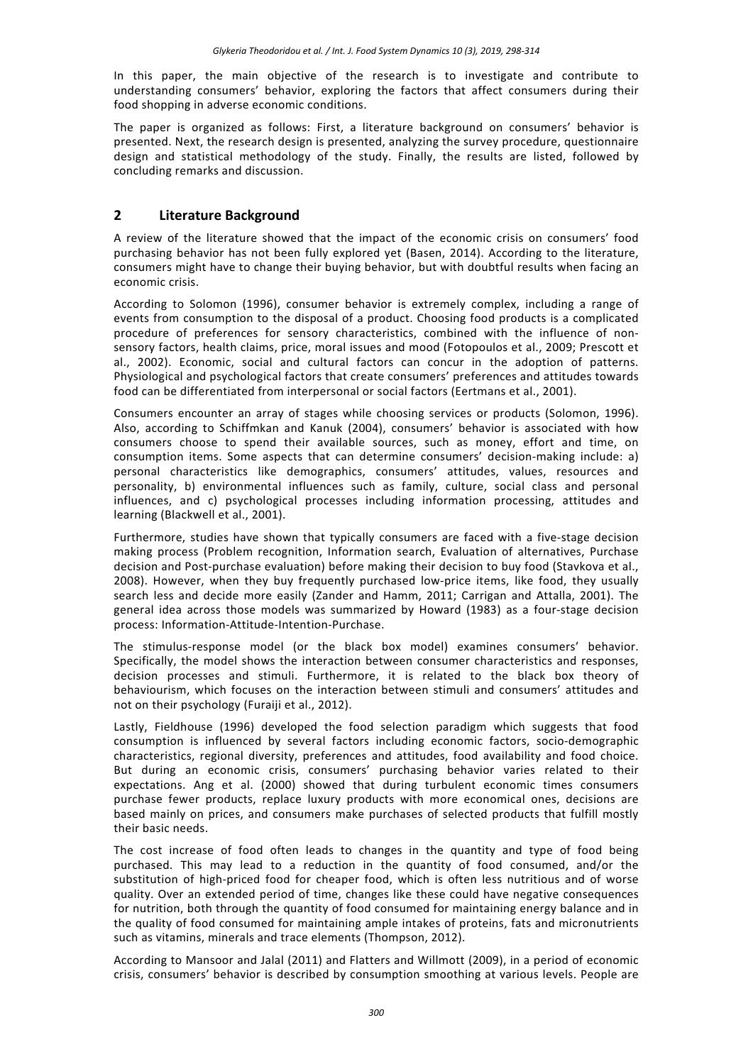In this paper, the main objective of the research is to investigate and contribute to understanding consumers' behavior, exploring the factors that affect consumers during their food shopping in adverse economic conditions.

The paper is organized as follows: First, a literature background on consumers' behavior is presented. Next, the research design is presented, analyzing the survey procedure, questionnaire design and statistical methodology of the study. Finally, the results are listed, followed by concluding remarks and discussion.

## 2 Literature Background

A review of the literature showed that the impact of the economic crisis on consumers' food purchasing behavior has not been fully explored yet (Basen, 2014). According to the literature, consumers might have to change their buying behavior, but with doubtful results when facing an economic crisis.

According to Solomon (1996), consumer behavior is extremely complex, including a range of events from consumption to the disposal of a product. Choosing food products is a complicated procedure of preferences for sensory characteristics, combined with the influence of non-sensory factors, health claims, price, moral issues and mood (Fotopoulos et al., 2009; Prescott et al., 2002). Economic, social and cultural factors can concur in the adoption of patterns. Physiological and psychological factors that create consumers' preferences and attitudes towards food can be differentiated from interpersonal or social factors (Eertmans et al., 2001).

Consumers encounter an array of stages while choosing services or products (Solomon, 1996). Also, according to Schiffmkan and Kanuk (2004), consumers' behavior is associated with how consumers choose to spend their available sources, such as money, effort and time, on consumption items. Some aspects that can determine consumers' decision-making include: a) personal characteristics like demographics, consumers' attitudes, values, resources and personality, b) environmental influences such as family, culture, social class and personal influences, and c) psychological processes including information processing, attitudes and learning (Blackwell et al., 2001).

Furthermore, studies have shown that typically consumers are faced with a five-stage decision making process (Problem recognition, Information search, Evaluation of alternatives, Purchase decision and Post-purchase evaluation) before making their decision to buy food (Stavkova et al., 2008). However, when they buy frequently purchased low-price items, like food, they usually search less and decide more easily (Zander and Hamm, 2011; Carrigan and Attalla, 2001). The general idea across those models was summarized by Howard (1983) as a four-stage decision process: Information-Attitude-Intention-Purchase.

The stimulus-response model (or the black box model) examines consumers' behavior. Specifically, the model shows the interaction between consumer characteristics and responses, decision processes and stimuli. Furthermore, it is related to the black box theory of behaviourism, which focuses on the interaction between stimuli and consumers' attitudes and not on their psychology (Furaiji et al., 2012).

Lastly, Fieldhouse (1996) developed the food selection paradigm which suggests that food consumption is influenced by several factors including economic factors, socio-demographic characteristics, regional diversity, preferences and attitudes, food availability and food choice. But during an economic crisis, consumers' purchasing behavior varies related to their expectations. Ang et al. (2000) showed that during turbulent economic times consumers purchase fewer products, replace luxury products with more economical ones, decisions are based mainly on prices, and consumers make purchases of selected products that fulfill mostly their basic needs.

The cost increase of food often leads to changes in the quantity and type of food being purchased. This may lead to a reduction in the quantity of food consumed, and/or the substitution of high-priced food for cheaper food, which is often less nutritious and of worse quality. Over an extended period of time, changes like these could have negative consequences for nutrition, both through the quantity of food consumed for maintaining energy balance and in the quality of food consumed for maintaining ample intakes of proteins, fats and micronutrients such as vitamins, minerals and trace elements (Thompson, 2012).

According to Mansoor and Jalal (2011) and Flatters and Willmott (2009), in a period of economic crisis, consumers' behavior is described by consumption smoothing at various levels. People are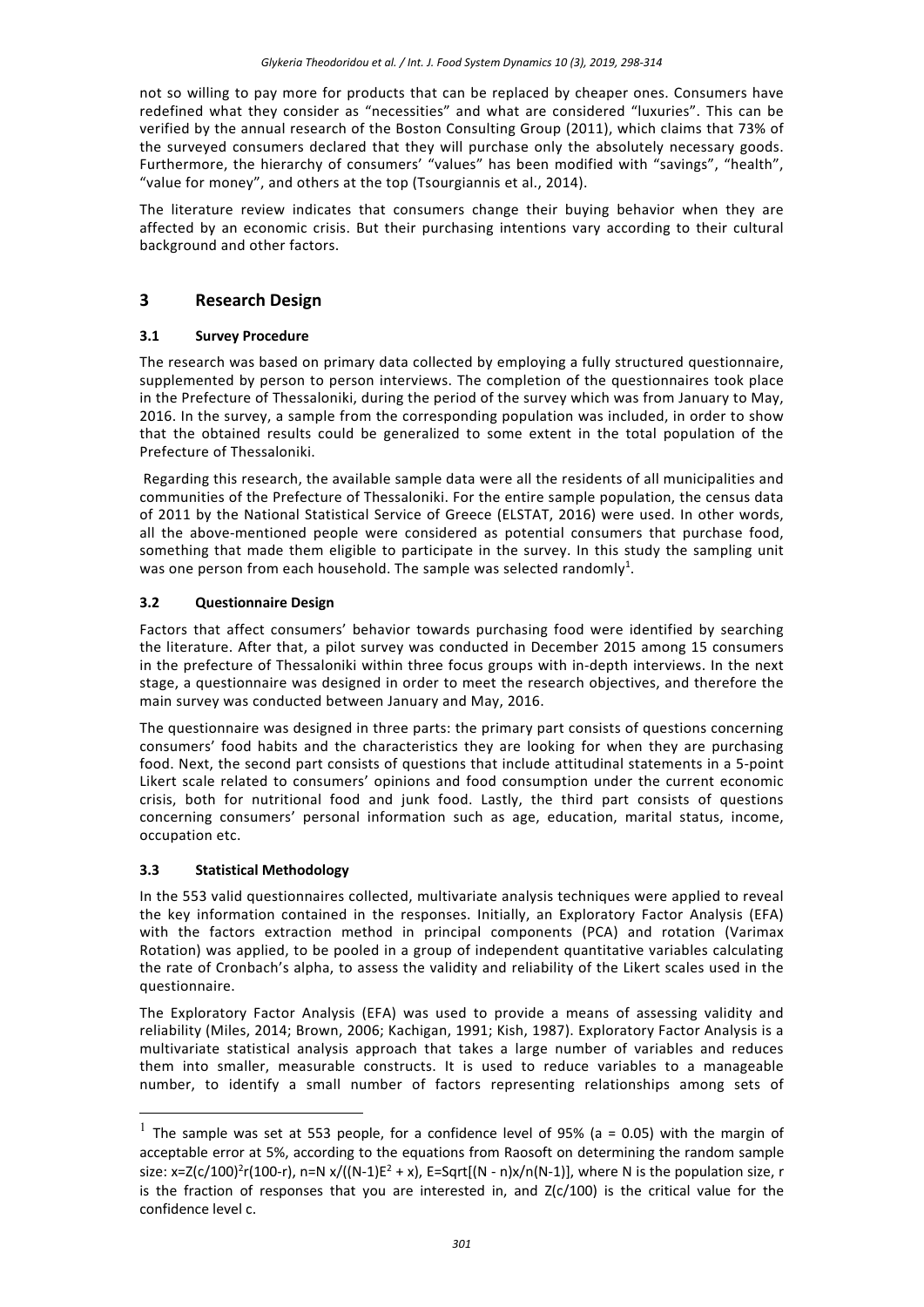not so willing to pay more for products that can be replaced by cheaper ones. Consumers have redefined what they consider as "necessities" and what are considered "luxuries". This can be verified by the annual research of the Boston Consulting Group (2011), which claims that 73% of the surveyed consumers declared that they will purchase only the absolutely necessary goods. Furthermore, the hierarchy of consumers' "values" has been modified with "savings", "health", "value for money", and others at the top (Tsourgiannis et al., 2014).

The literature review indicates that consumers change their buying behavior when they are affected by an economic crisis. But their purchasing intentions vary according to their cultural background and other factors.

## 3 Research Design

### 3.1 Survey Procedure

The research was based on primary data collected by employing a fully structured questionnaire, supplemented by person to person interviews. The completion of the questionnaires took place in the Prefecture of Thessaloniki, during the period of the survey which was from January to May, 2016. In the survey, a sample from the corresponding population was included, in order to show that the obtained results could be generalized to some extent in the total population of the Prefecture of Thessaloniki.

Regarding this research, the available sample data were all the residents of all municipalities and communities of the Prefecture of Thessaloniki. For the entire sample population, the census data of 2011 by the National Statistical Service of Greece (ELSTAT, 2016) were used. In other words, all the above-mentioned people were considered as potential consumers that purchase food, something that made them eligible to participate in the survey. In this study the sampling unit was one person from each household. The sample was selected randomly[1].

### 3.2 Questionnaire Design

Factors that affect consumers' behavior towards purchasing food were identified by searching the literature. After that, a pilot survey was conducted in December 2015 among 15 consumers in the prefecture of Thessaloniki within three focus groups with in-depth interviews. In the next stage, a questionnaire was designed in order to meet the research objectives, and therefore the main survey was conducted between January and May, 2016.

The questionnaire was designed in three parts: the primary part consists of questions concerning consumers' food habits and the characteristics they are looking for when they are purchasing food. Next, the second part consists of questions that include attitudinal statements in a 5-point Likert scale related to consumers' opinions and food consumption under the current economic crisis, both for nutritional food and junk food. Lastly, the third part consists of questions concerning consumers' personal information such as age, education, marital status, income, occupation etc.

### 3.3 Statistical Methodology

In the 553 valid questionnaires collected, multivariate analysis techniques were applied to reveal the key information contained in the responses. Initially, an Exploratory Factor Analysis (EFA) with the factors extraction method in principal components (PCA) and rotation (Varimax Rotation) was applied, to be pooled in a group of independent quantitative variables calculating the rate of Cronbach's alpha, to assess the validity and reliability of the Likert scales used in the questionnaire.

The Exploratory Factor Analysis (EFA) was used to provide a means of assessing validity and reliability (Miles, 2014; Brown, 2006; Kachigan, 1991; Kish, 1987). Exploratory Factor Analysis is a multivariate statistical analysis approach that takes a large number of variables and reduces them into smaller, measurable constructs. It is used to reduce variables to a manageable number, to identify a small number of factors representing relationships among sets of

---

[1] The sample was set at 553 people, for a confidence level of 95% (a = 0.05) with the margin of acceptable error at 5%, according to the equations from Raosoft on determining the random sample size: $x=Z(c/100)^2r(100-r)$, $n=N\,x/((N-1)E^2 + x)$, $E=\text{Sqrt}[(N - n)x/n(N-1)]$, where N is the population size, r is the fraction of responses that you are interested in, and $Z(c/100)$ is the critical value for the confidence level c.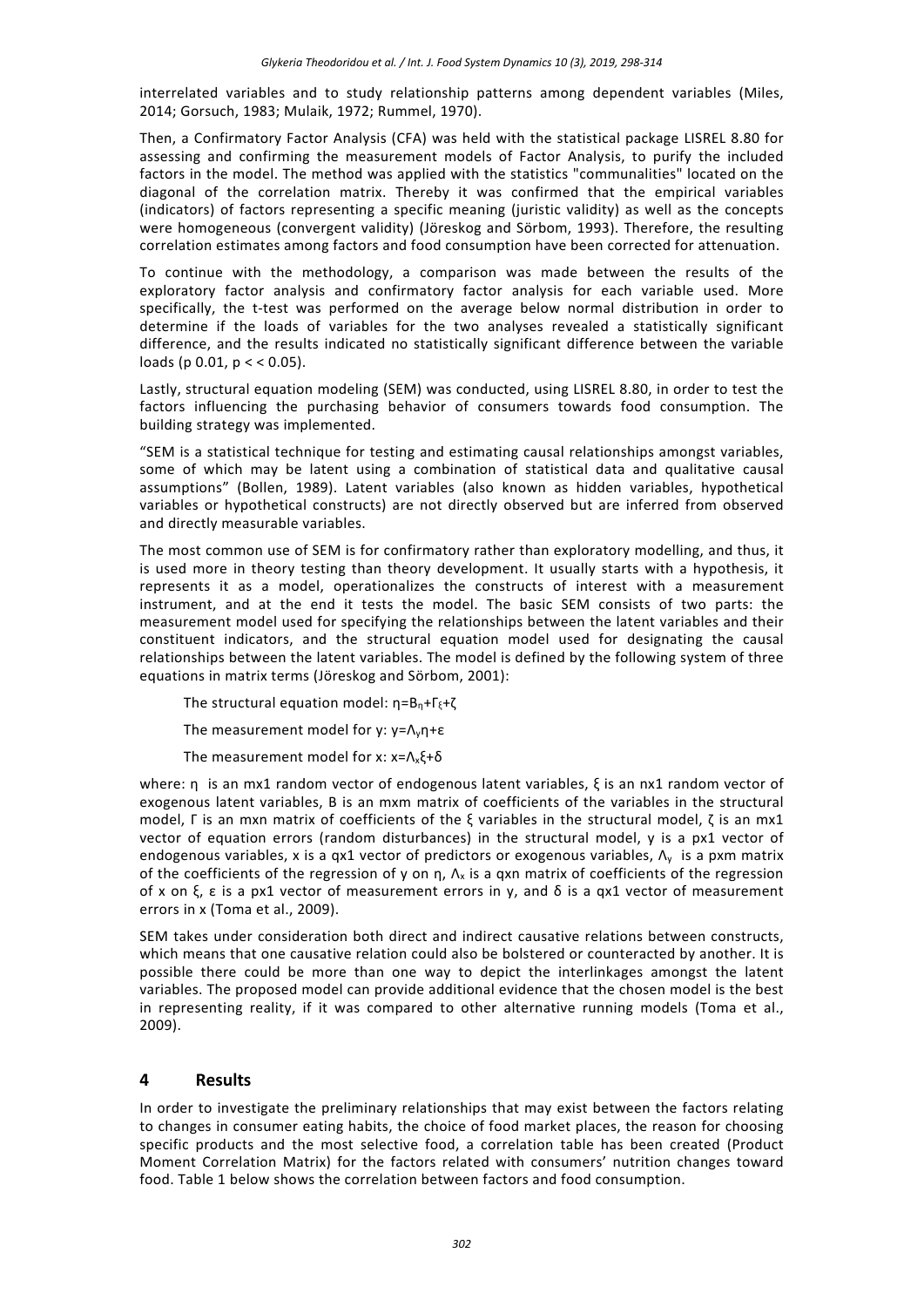interrelated variables and to study relationship patterns among dependent variables (Miles, 2014; Gorsuch, 1983; Mulaik, 1972; Rummel, 1970).

Then, a Confirmatory Factor Analysis (CFA) was held with the statistical package LISREL 8.80 for assessing and confirming the measurement models of Factor Analysis, to purify the included factors in the model. The method was applied with the statistics "communalities" located on the diagonal of the correlation matrix. Thereby it was confirmed that the empirical variables (indicators) of factors representing a specific meaning (juristic validity) as well as the concepts were homogeneous (convergent validity) (Jöreskog and Sörbom, 1993). Therefore, the resulting correlation estimates among factors and food consumption have been corrected for attenuation.

To continue with the methodology, a comparison was made between the results of the exploratory factor analysis and confirmatory factor analysis for each variable used. More specifically, the t-test was performed on the average below normal distribution in order to determine if the loads of variables for the two analyses revealed a statistically significant difference, and the results indicated no statistically significant difference between the variable loads (p 0.01, p < < 0.05).

Lastly, structural equation modeling (SEM) was conducted, using LISREL 8.80, in order to test the factors influencing the purchasing behavior of consumers towards food consumption. The building strategy was implemented.

"SEM is a statistical technique for testing and estimating causal relationships amongst variables, some of which may be latent using a combination of statistical data and qualitative causal assumptions" (Bollen, 1989). Latent variables (also known as hidden variables, hypothetical variables or hypothetical constructs) are not directly observed but are inferred from observed and directly measurable variables.

The most common use of SEM is for confirmatory rather than exploratory modelling, and thus, it is used more in theory testing than theory development. It usually starts with a hypothesis, it represents it as a model, operationalizes the constructs of interest with a measurement instrument, and at the end it tests the model. The basic SEM consists of two parts: the measurement model used for specifying the relationships between the latent variables and their constituent indicators, and the structural equation model used for designating the causal relationships between the latent variables. The model is defined by the following system of three equations in matrix terms (Jöreskog and Sörbom, 2001):

The structural equation model: $\eta = B_{\eta} + \Gamma_{\xi} + \zeta$

The measurement model for y: $y = \Lambda_y \eta + \varepsilon$

The measurement model for x: $x = \Lambda_x \xi + \delta$

where: $\eta$ is an mx1 random vector of endogenous latent variables, $\xi$ is an nx1 random vector of exogenous latent variables, B is an mxm matrix of coefficients of the variables in the structural model, $\Gamma$ is an mxn matrix of coefficients of the $\xi$ variables in the structural model, $\zeta$ is an mx1 vector of equation errors (random disturbances) in the structural model, y is a px1 vector of endogenous variables, x is a qx1 vector of predictors or exogenous variables, $\Lambda_y$ is a pxm matrix of the coefficients of the regression of y on $\eta$, $\Lambda_x$ is a qxn matrix of coefficients of the regression of x on $\xi$, $\varepsilon$ is a px1 vector of measurement errors in y, and $\delta$ is a qx1 vector of measurement errors in x (Toma et al., 2009).

SEM takes under consideration both direct and indirect causative relations between constructs, which means that one causative relation could also be bolstered or counteracted by another. It is possible there could be more than one way to depict the interlinkages amongst the latent variables. The proposed model can provide additional evidence that the chosen model is the best in representing reality, if it was compared to other alternative running models (Toma et al., 2009).

## 4 Results

In order to investigate the preliminary relationships that may exist between the factors relating to changes in consumer eating habits, the choice of food market places, the reason for choosing specific products and the most selective food, a correlation table has been created (Product Moment Correlation Matrix) for the factors related with consumers' nutrition changes toward food. Table 1 below shows the correlation between factors and food consumption.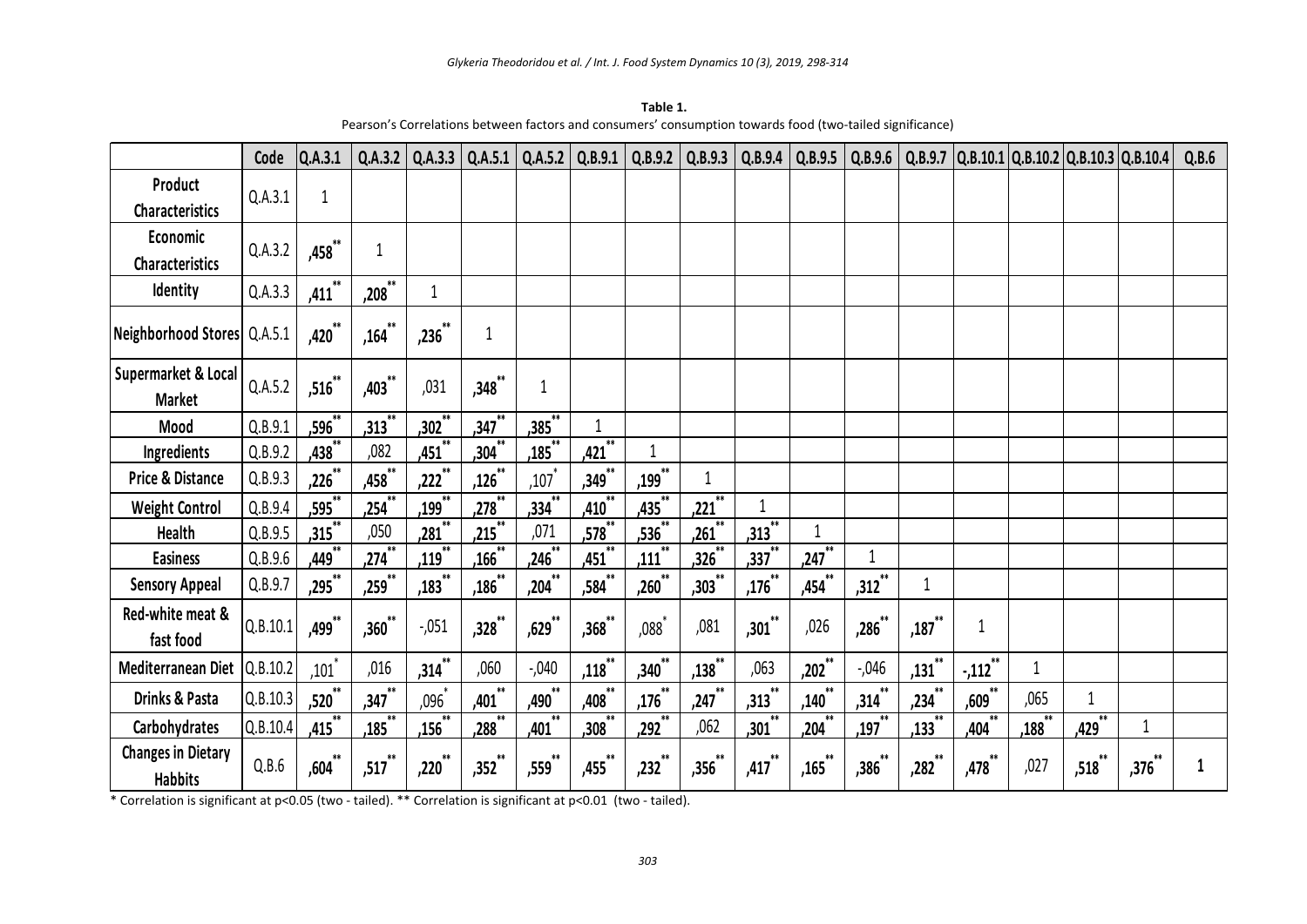**Table 1.**
Pearson's Correlations between factors and consumers' consumption towards food (two-tailed significance)

| | Code | Q.A.3.1 | Q.A.3.2 | Q.A.3.3 | Q.A.5.1 | Q.A.5.2 | Q.B.9.1 | Q.B.9.2 | Q.B.9.3 | Q.B.9.4 | Q.B.9.5 | Q.B.9.6 | Q.B.9.7 | Q.B.10.1 | Q.B.10.2 | Q.B.10.3 | Q.B.10.4 | Q.B.6 |
|---|---|---|---|---|---|---|---|---|---|---|---|---|---|---|---|---|---|---|
| **Product Characteristics** | Q.A.3.1 | 1 | | | | | | | | | | | | | | | | |
| **Economic Characteristics** | Q.A.3.2 | **,458**** | 1 | | | | | | | | | | | | | | | |
| **Identity** | Q.A.3.3 | **,411**** | **,208**** | 1 | | | | | | | | | | | | | | |
| **Neighborhood Stores** | Q.A.5.1 | **,420**** | **,164**** | **,236**** | 1 | | | | | | | | | | | | | |
| **Supermarket & Local Market** | Q.A.5.2 | **,516**** | **,403**** | ,031 | **,348**** | 1 | | | | | | | | | | | | |
| **Mood** | Q.B.9.1 | **,596**** | **,313**** | **,302**** | **,347**** | **,385**** | 1 | | | | | | | | | | | |
| **Ingredients** | Q.B.9.2 | **,438**** | ,082 | **,451**** | **,304**** | **,185**** | **,421**** | 1 | | | | | | | | | | |
| **Price & Distance** | Q.B.9.3 | **,226**** | **,458**** | **,222**** | **,126**** | ,107* | **,349**** | **,199**** | 1 | | | | | | | | | |
| **Weight Control** | Q.B.9.4 | **,595**** | **,254**** | **,199**** | **,278**** | **,334**** | **,410**** | **,435**** | **,221**** | 1 | | | | | | | | |
| **Health** | Q.B.9.5 | **,315**** | ,050 | **,281**** | **,215**** | ,071 | **,578**** | **,536**** | **,261**** | **,313**** | 1 | | | | | | | |
| **Easiness** | Q.B.9.6 | **,449**** | **,274**** | **,119**** | **,166**** | **,246**** | **,451**** | **,111**** | **,326**** | **,337**** | **,247**** | 1 | | | | | | |
| **Sensory Appeal** | Q.B.9.7 | **,295**** | **,259**** | **,183**** | **,186**** | **,204**** | **,584**** | **,260**** | **,303**** | **,176**** | **,454**** | **,312**** | 1 | | | | | |
| **Red-white meat & fast food** | Q.B.10.1 | **,499**** | **,360**** | -,051 | **,328**** | **,629**** | **,368**** | ,088* | ,081 | **,301**** | ,026 | **,286**** | **,187**** | 1 | | | | |
| **Mediterranean Diet** | Q.B.10.2 | ,101* | ,016 | **,314**** | ,060 | -,040 | **,118**** | **,340**** | **,138**** | ,063 | **,202**** | -,046 | **,131**** | **-,112**** | 1 | | | |
| **Drinks & Pasta** | Q.B.10.3 | **,520**** | **,347**** | ,096* | **,401**** | **,490**** | **,408**** | **,176**** | **,247**** | **,313**** | **,140**** | **,314**** | **,234**** | **,609**** | ,065 | 1 | | |
| **Carbohydrates** | Q.B.10.4 | **,415**** | **,185**** | **,156**** | **,288**** | **,401**** | **,308**** | **,292**** | ,062 | **,301**** | **,204**** | **,197**** | **,133**** | **,404**** | **,188**** | **,429**** | 1 | |
| **Changes in Dietary Habbits** | Q.B.6 | **,604**** | **,517**** | **,220**** | **,352**** | **,559**** | **,455**** | **,232**** | **,356**** | **,417**** | **,165**** | **,386**** | **,282**** | **,478**** | ,027 | **,518**** | **,376**** | **1** |

\* Correlation is significant at p<0.05 (two - tailed). ** Correlation is significant at p<0.01 (two - tailed).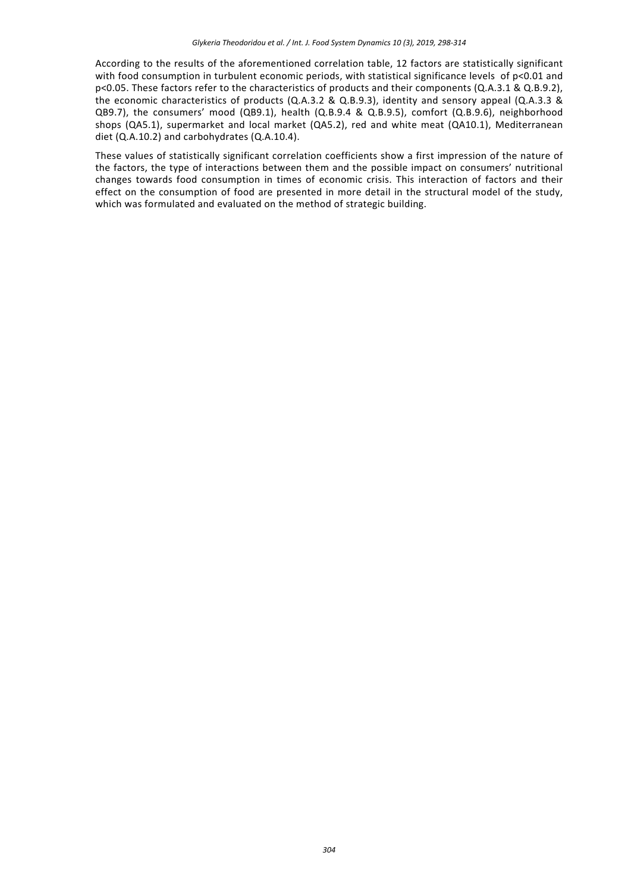According to the results of the aforementioned correlation table, 12 factors are statistically significant with food consumption in turbulent economic periods, with statistical significance levels of $p<0.01$ and $p<0.05$. These factors refer to the characteristics of products and their components (Q.A.3.1 & Q.B.9.2), the economic characteristics of products (Q.A.3.2 & Q.B.9.3), identity and sensory appeal (Q.A.3.3 & QB9.7), the consumers' mood (QB9.1), health (Q.B.9.4 & Q.B.9.5), comfort (Q.B.9.6), neighborhood shops (QA5.1), supermarket and local market (QA5.2), red and white meat (QA10.1), Mediterranean diet (Q.A.10.2) and carbohydrates (Q.A.10.4).

These values of statistically significant correlation coefficients show a first impression of the nature of the factors, the type of interactions between them and the possible impact on consumers' nutritional changes towards food consumption in times of economic crisis. This interaction of factors and their effect on the consumption of food are presented in more detail in the structural model of the study, which was formulated and evaluated on the method of strategic building.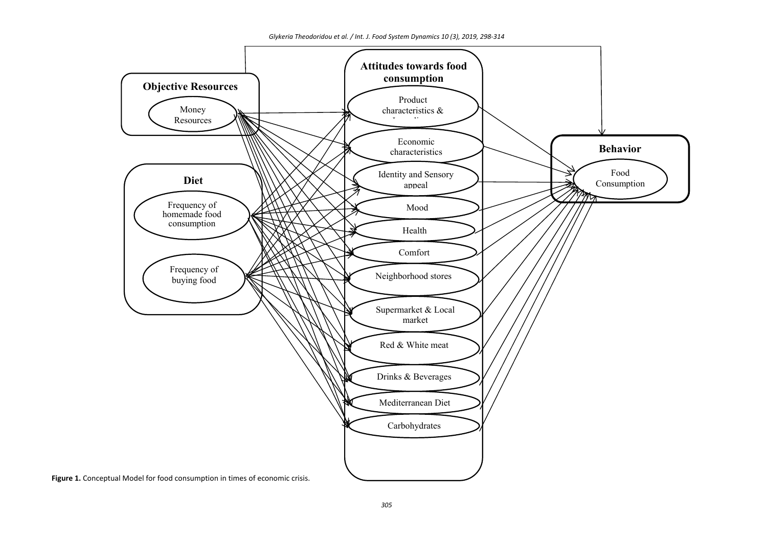Objective Resources

Money Resources

Diet

Frequency of homemade food consumption

Frequency of buying food

Attitudes towards food consumption

Product characteristics & Ingredients

Economic characteristics

Identity and Sensory appeal

Mood

Health

Comfort

Neighborhood stores

Supermarket & Local market

Red & White meat

Drinks & Beverages

Mediterranean Diet

Carbohydrates

Behavior

Food Consumption

**Figure 1.** Conceptual Model for food consumption in times of economic crisis.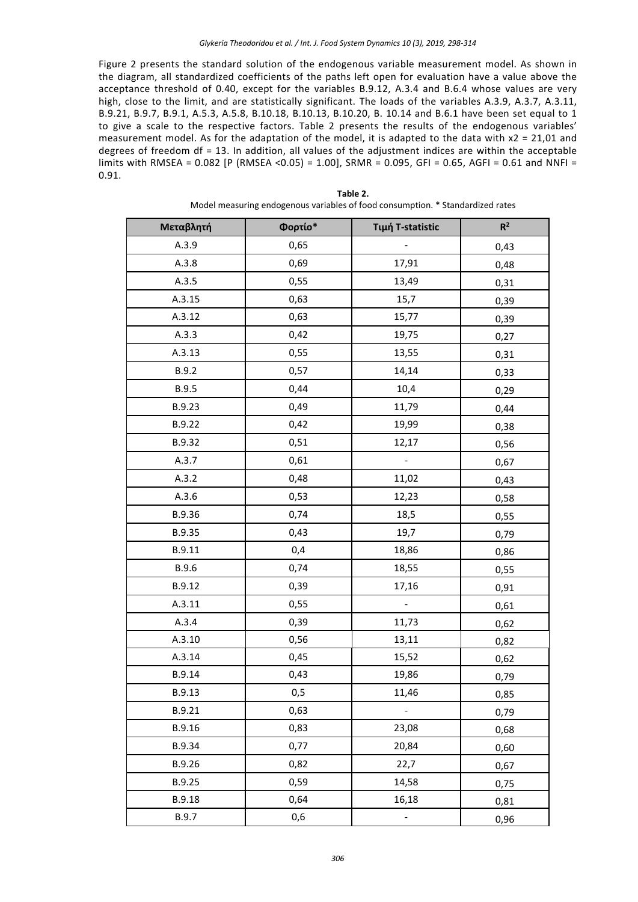Figure 2 presents the standard solution of the endogenous variable measurement model. As shown in the diagram, all standardized coefficients of the paths left open for evaluation have a value above the acceptance threshold of 0.40, except for the variables B.9.12, A.3.4 and B.6.4 whose values are very high, close to the limit, and are statistically significant. The loads of the variables A.3.9, A.3.7, A.3.11, B.9.21, B.9.7, B.9.1, A.5.3, A.5.8, B.10.18, B.10.13, B.10.20, B. 10.14 and B.6.1 have been set equal to 1 to give a scale to the respective factors. Table 2 presents the results of the endogenous variables' measurement model. As for the adaptation of the model, it is adapted to the data with $x2$ = 21,01 and degrees of freedom df = 13. In addition, all values of the adjustment indices are within the acceptable limits with RMSEA = 0.082 [P (RMSEA <0.05) = 1.00], SRMR = 0.095, GFI = 0.65, AGFI = 0.61 and NNFI = 0.91.

**Table 2.**
Model measuring endogenous variables of food consumption. * Standardized rates

| Μεταβλητή | Φορτίο* | Τιμή T-statistic | $R^2$ |
|---|---|---|---|
| A.3.9 | 0,65 | - | 0,43 |
| A.3.8 | 0,69 | 17,91 | 0,48 |
| A.3.5 | 0,55 | 13,49 | 0,31 |
| A.3.15 | 0,63 | 15,7 | 0,39 |
| A.3.12 | 0,63 | 15,77 | 0,39 |
| A.3.3 | 0,42 | 19,75 | 0,27 |
| A.3.13 | 0,55 | 13,55 | 0,31 |
| B.9.2 | 0,57 | 14,14 | 0,33 |
| B.9.5 | 0,44 | 10,4 | 0,29 |
| B.9.23 | 0,49 | 11,79 | 0,44 |
| B.9.22 | 0,42 | 19,99 | 0,38 |
| B.9.32 | 0,51 | 12,17 | 0,56 |
| A.3.7 | 0,61 | - | 0,67 |
| A.3.2 | 0,48 | 11,02 | 0,43 |
| A.3.6 | 0,53 | 12,23 | 0,58 |
| B.9.36 | 0,74 | 18,5 | 0,55 |
| B.9.35 | 0,43 | 19,7 | 0,79 |
| B.9.11 | 0,4 | 18,86 | 0,86 |
| B.9.6 | 0,74 | 18,55 | 0,55 |
| B.9.12 | 0,39 | 17,16 | 0,91 |
| A.3.11 | 0,55 | - | 0,61 |
| A.3.4 | 0,39 | 11,73 | 0,62 |
| A.3.10 | 0,56 | 13,11 | 0,82 |
| A.3.14 | 0,45 | 15,52 | 0,62 |
| B.9.14 | 0,43 | 19,86 | 0,79 |
| B.9.13 | 0,5 | 11,46 | 0,85 |
| B.9.21 | 0,63 | - | 0,79 |
| B.9.16 | 0,83 | 23,08 | 0,68 |
| B.9.34 | 0,77 | 20,84 | 0,60 |
| B.9.26 | 0,82 | 22,7 | 0,67 |
| B.9.25 | 0,59 | 14,58 | 0,75 |
| B.9.18 | 0,64 | 16,18 | 0,81 |
| B.9.7 | 0,6 | - | 0,96 |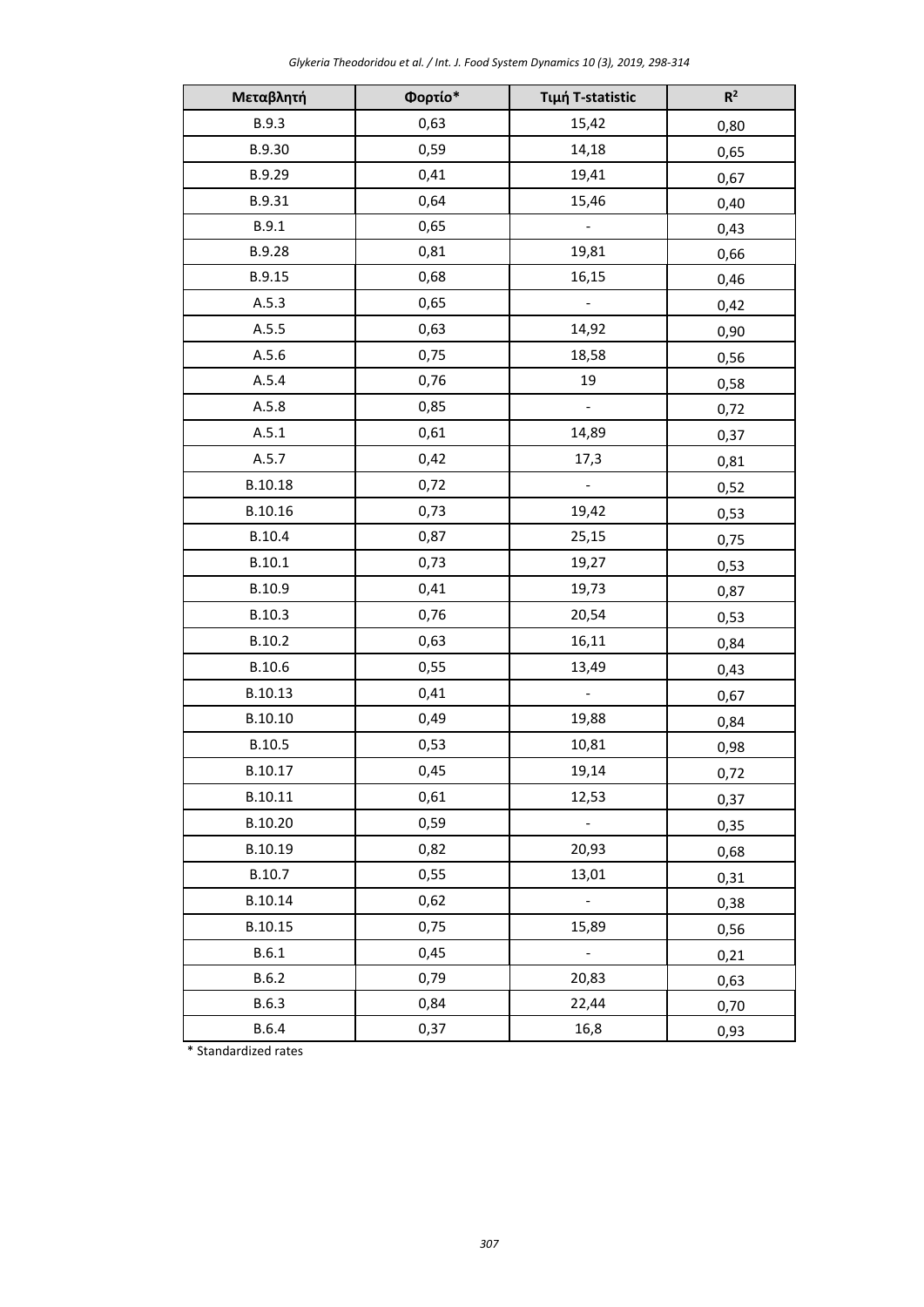| Μεταβλητή | Φορτίο* | Τιμή T-statistic | $R^2$ |
|---|---|---|---|
| B.9.3 | 0,63 | 15,42 | 0,80 |
| B.9.30 | 0,59 | 14,18 | 0,65 |
| B.9.29 | 0,41 | 19,41 | 0,67 |
| B.9.31 | 0,64 | 15,46 | 0,40 |
| B.9.1 | 0,65 | - | 0,43 |
| B.9.28 | 0,81 | 19,81 | 0,66 |
| B.9.15 | 0,68 | 16,15 | 0,46 |
| A.5.3 | 0,65 | - | 0,42 |
| A.5.5 | 0,63 | 14,92 | 0,90 |
| A.5.6 | 0,75 | 18,58 | 0,56 |
| A.5.4 | 0,76 | 19 | 0,58 |
| A.5.8 | 0,85 | - | 0,72 |
| A.5.1 | 0,61 | 14,89 | 0,37 |
| A.5.7 | 0,42 | 17,3 | 0,81 |
| B.10.18 | 0,72 | - | 0,52 |
| B.10.16 | 0,73 | 19,42 | 0,53 |
| B.10.4 | 0,87 | 25,15 | 0,75 |
| B.10.1 | 0,73 | 19,27 | 0,53 |
| B.10.9 | 0,41 | 19,73 | 0,87 |
| B.10.3 | 0,76 | 20,54 | 0,53 |
| B.10.2 | 0,63 | 16,11 | 0,84 |
| B.10.6 | 0,55 | 13,49 | 0,43 |
| B.10.13 | 0,41 | - | 0,67 |
| B.10.10 | 0,49 | 19,88 | 0,84 |
| B.10.5 | 0,53 | 10,81 | 0,98 |
| B.10.17 | 0,45 | 19,14 | 0,72 |
| B.10.11 | 0,61 | 12,53 | 0,37 |
| B.10.20 | 0,59 | - | 0,35 |
| B.10.19 | 0,82 | 20,93 | 0,68 |
| B.10.7 | 0,55 | 13,01 | 0,31 |
| B.10.14 | 0,62 | - | 0,38 |
| B.10.15 | 0,75 | 15,89 | 0,56 |
| B.6.1 | 0,45 | - | 0,21 |
| B.6.2 | 0,79 | 20,83 | 0,63 |
| B.6.3 | 0,84 | 22,44 | 0,70 |
| B.6.4 | 0,37 | 16,8 | 0,93 |

\* Standardized rates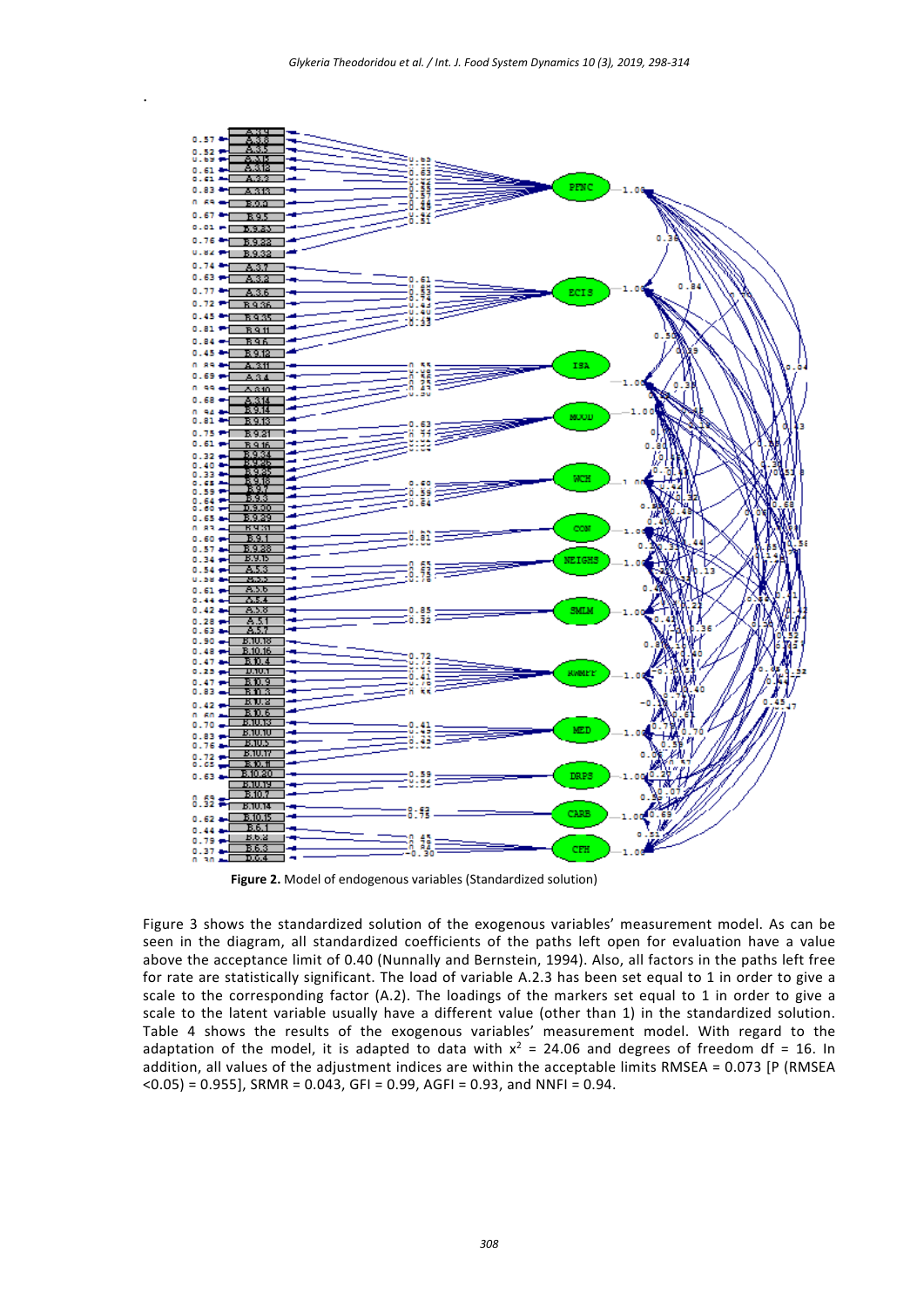A.3.9
A.3.8
A.3.5
A.3.15
A.3.12
A.2.2
A.3.13
B.9.8
B.9.5
B.9.23
B.9.22
B.9.32
A.3.7
A.3.3
A.3.6
B.9.36
B.9.35
B.9.11
B.9.6
B.9.12
A.3.11
A.3.4
A.3.10
A.3.14
B.9.14
B.9.13
B.9.21
B.9.16
B.9.34
B.9.26
B.9.25
B.9.18
B.9.7
B.9.3
B.9.30
B.9.29
B.9.31
B.9.1
B.9.28
B.9.15
A.5.3
A.5.5
A.5.6
A.5.4
A.5.8
A.5.1
A.5.7
B.10.18
B.10.16
B.10.4
B.10.1
B.10.9
B.10.3
B.10.2
B.10.6
B.10.13
B.10.10
B.10.5
B.10.17
B.10.11
B.10.20
B.10.19
B.10.7
B.10.14
B.10.15
B.6.1
B.6.2
B.6.3
B.6.4

PFNC
ECIS
ISA
MOOD
WCH
CON
NEIGHS
SMLM
KNWLF
MED
DRPS
CARB
CFH

Figure 2. Model of endogenous variables (Standardized solution)

Figure 3 shows the standardized solution of the exogenous variables' measurement model. As can be seen in the diagram, all standardized coefficients of the paths left open for evaluation have a value above the acceptance limit of 0.40 (Nunnally and Bernstein, 1994). Also, all factors in the paths left free for rate are statistically significant. The load of variable A.2.3 has been set equal to 1 in order to give a scale to the corresponding factor (A.2). The loadings of the markers set equal to 1 in order to give a scale to the latent variable usually have a different value (other than 1) in the standardized solution. Table 4 shows the results of the exogenous variables' measurement model. With regard to the adaptation of the model, it is adapted to data with $x^2$ = 24.06 and degrees of freedom df = 16. In addition, all values of the adjustment indices are within the acceptable limits RMSEA = 0.073 [P (RMSEA <0.05) = 0.955], SRMR = 0.043, GFI = 0.99, AGFI = 0.93, and NNFI = 0.94.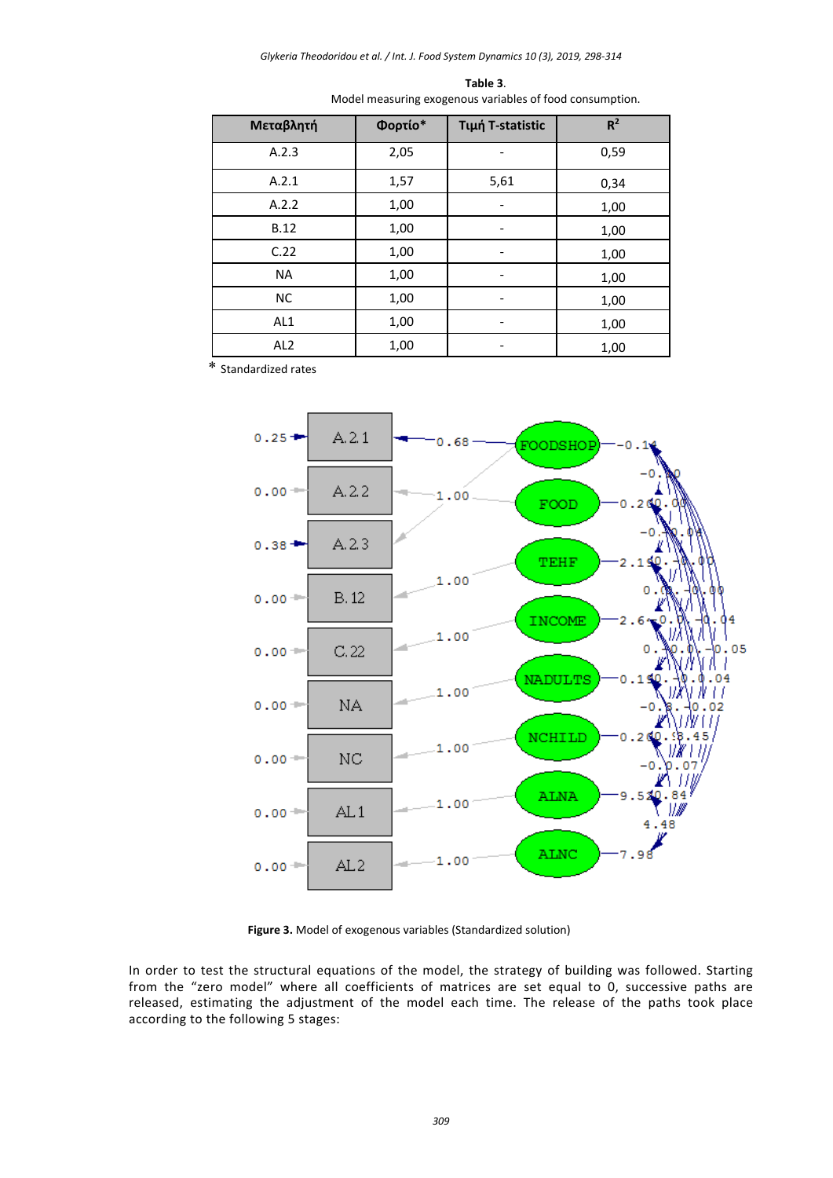**Table 3.**
Model measuring exogenous variables of food consumption.

| Μεταβλητή | Φορτίο* | Τιμή T-statistic | $R^2$ |
|---|---|---|---|
| A.2.3 | 2,05 | - | 0,59 |
| A.2.1 | 1,57 | 5,61 | 0,34 |
| A.2.2 | 1,00 | - | 1,00 |
| B.12 | 1,00 | - | 1,00 |
| C.22 | 1,00 | - | 1,00 |
| NA | 1,00 | - | 1,00 |
| NC | 1,00 | - | 1,00 |
| AL1 | 1,00 | - | 1,00 |
| AL2 | 1,00 | - | 1,00 |

\* Standardized rates

0.25 A.2.1 0.68 FOODSHOP −0.14
0.00 A.2.2 1.00 FOOD
0.38 A.2.3
0.00 B.12 1.00 TEHF
0.00 C.22 1.00 INCOME
0.00 NA 1.00 NADULTS
0.00 NC 1.00 NCHILD
0.00 AL1 1.00 ALNA
0.00 AL2 1.00 ALNC −7.98

**Figure 3.** Model of exogenous variables (Standardized solution)

In order to test the structural equations of the model, the strategy of building was followed. Starting from the "zero model" where all coefficients of matrices are set equal to 0, successive paths are released, estimating the adjustment of the model each time. The release of the paths took place according to the following 5 stages: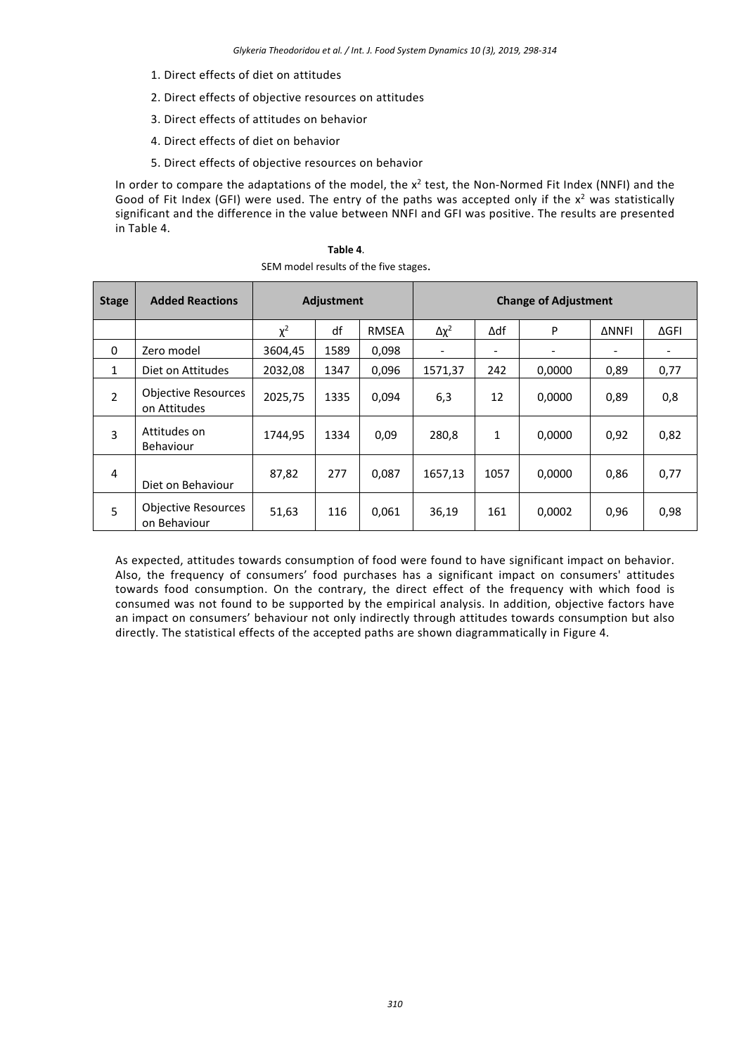1. Direct effects of diet on attitudes
2. Direct effects of objective resources on attitudes
3. Direct effects of attitudes on behavior
4. Direct effects of diet on behavior
5. Direct effects of objective resources on behavior

In order to compare the adaptations of the model, the $x^2$ test, the Non-Normed Fit Index (NNFI) and the Good of Fit Index (GFI) were used. The entry of the paths was accepted only if the $x^2$ was statistically significant and the difference in the value between NNFI and GFI was positive. The results are presented in Table 4.

**Table 4**.
SEM model results of the five stages.

| Stage | Added Reactions | Adjustment | | | Change of Adjustment | | | | |
|---|---|---|---|---|---|---|---|---|---|
| | | $\chi^2$ | df | RMSEA | $\Delta\chi^2$ | Δdf | P | ΔNNFI | ΔGFI |
| 0 | Zero model | 3604,45 | 1589 | 0,098 | - | - | - | - | - |
| 1 | Diet on Attitudes | 2032,08 | 1347 | 0,096 | 1571,37 | 242 | 0,0000 | 0,89 | 0,77 |
| 2 | Objective Resources on Attitudes | 2025,75 | 1335 | 0,094 | 6,3 | 12 | 0,0000 | 0,89 | 0,8 |
| 3 | Attitudes on Behaviour | 1744,95 | 1334 | 0,09 | 280,8 | 1 | 0,0000 | 0,92 | 0,82 |
| 4 | Diet on Behaviour | 87,82 | 277 | 0,087 | 1657,13 | 1057 | 0,0000 | 0,86 | 0,77 |
| 5 | Objective Resources on Behaviour | 51,63 | 116 | 0,061 | 36,19 | 161 | 0,0002 | 0,96 | 0,98 |

As expected, attitudes towards consumption of food were found to have significant impact on behavior. Also, the frequency of consumers' food purchases has a significant impact on consumers' attitudes towards food consumption. On the contrary, the direct effect of the frequency with which food is consumed was not found to be supported by the empirical analysis. In addition, objective factors have an impact on consumers' behaviour not only indirectly through attitudes towards consumption but also directly. The statistical effects of the accepted paths are shown diagrammatically in Figure 4.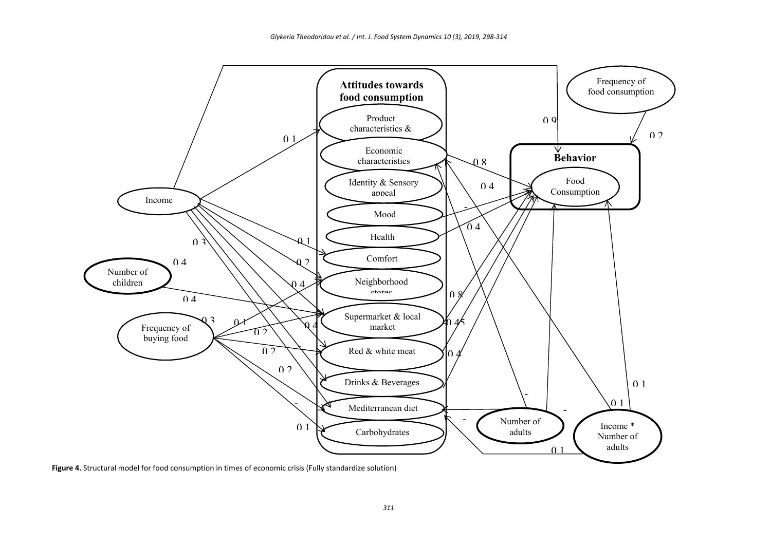Attitudes towards food consumption

Product characteristics &

Economic characteristics

Identity & Sensory appeal

Mood

Health

Comfort

Neighborhood stores

Supermarket & local market

Red & white meat

Drinks & Beverages

Mediterranean diet

Carbohydrates

Behavior

Food Consumption

Frequency of food consumption

Income

Number of children

Frequency of buying food

Number of adults

Income * Number of adults

0.9

0.2

0.1

0.8

0.4

-

0.4

0.3

0.1

0.4

0.2

0.4

0.4

0.3

0.1

0.2

0.4

0.2

-

0.2

0.8

0.45

0.4

-

0.1

0.1

-

-

-

0.1

0.1

**Figure 4.** Structural model for food consumption in times of economic crisis (Fully standardize solution)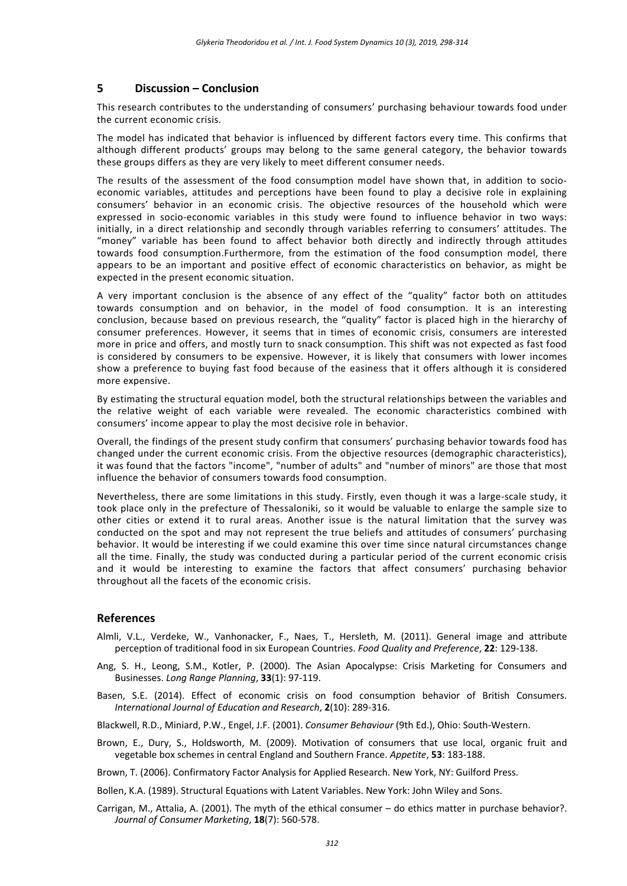## 5 Discussion – Conclusion

This research contributes to the understanding of consumers' purchasing behaviour towards food under the current economic crisis.

The model has indicated that behavior is influenced by different factors every time. This confirms that although different products' groups may belong to the same general category, the behavior towards these groups differs as they are very likely to meet different consumer needs.

The results of the assessment of the food consumption model have shown that, in addition to socio-economic variables, attitudes and perceptions have been found to play a decisive role in explaining consumers' behavior in an economic crisis. The objective resources of the household which were expressed in socio-economic variables in this study were found to influence behavior in two ways: initially, in a direct relationship and secondly through variables referring to consumers' attitudes. The "money" variable has been found to affect behavior both directly and indirectly through attitudes towards food consumption.Furthermore, from the estimation of the food consumption model, there appears to be an important and positive effect of economic characteristics on behavior, as might be expected in the present economic situation.

A very important conclusion is the absence of any effect of the "quality" factor both on attitudes towards consumption and on behavior, in the model of food consumption. It is an interesting conclusion, because based on previous research, the "quality" factor is placed high in the hierarchy of consumer preferences. However, it seems that in times of economic crisis, consumers are interested more in price and offers, and mostly turn to snack consumption. This shift was not expected as fast food is considered by consumers to be expensive. However, it is likely that consumers with lower incomes show a preference to buying fast food because of the easiness that it offers although it is considered more expensive.

By estimating the structural equation model, both the structural relationships between the variables and the relative weight of each variable were revealed. The economic characteristics combined with consumers' income appear to play the most decisive role in behavior.

Overall, the findings of the present study confirm that consumers' purchasing behavior towards food has changed under the current economic crisis. From the objective resources (demographic characteristics), it was found that the factors "income", "number of adults" and "number of minors" are those that most influence the behavior of consumers towards food consumption.

Nevertheless, there are some limitations in this study. Firstly, even though it was a large-scale study, it took place only in the prefecture of Thessaloniki, so it would be valuable to enlarge the sample size to other cities or extend it to rural areas. Another issue is the natural limitation that the survey was conducted on the spot and may not represent the true beliefs and attitudes of consumers' purchasing behavior. It would be interesting if we could examine this over time since natural circumstances change all the time. Finally, the study was conducted during a particular period of the current economic crisis and it would be interesting to examine the factors that affect consumers' purchasing behavior throughout all the facets of the economic crisis.

## References

Almli, V.L., Verdeke, W., Vanhonacker, F., Naes, T., Hersleth, M. (2011). General image and attribute perception of traditional food in six European Countries. *Food Quality and Preference*, **22**: 129-138.

Ang, S. H., Leong, S.M., Kotler, P. (2000). The Asian Apocalypse: Crisis Marketing for Consumers and Businesses. *Long Range Planning*, **33**(1): 97-119.

Basen, S.E. (2014). Effect of economic crisis on food consumption behavior of British Consumers. *International Journal of Education and Research*, **2**(10): 289-316.

Blackwell, R.D., Miniard, P.W., Engel, J.F. (2001). *Consumer Behaviour* (9th Ed.), Ohio: South-Western.

Brown, E., Dury, S., Holdsworth, M. (2009). Motivation of consumers that use local, organic fruit and vegetable box schemes in central England and Southern France. *Appetite*, **53**: 183-188.

Brown, T. (2006). Confirmatory Factor Analysis for Applied Research. New York, NY: Guilford Press.

Bollen, K.A. (1989). Structural Equations with Latent Variables. New York: John Wiley and Sons.

Carrigan, M., Attalia, A. (2001). The myth of the ethical consumer – do ethics matter in purchase behavior?. *Journal of Consumer Marketing*, **18**(7): 560-578.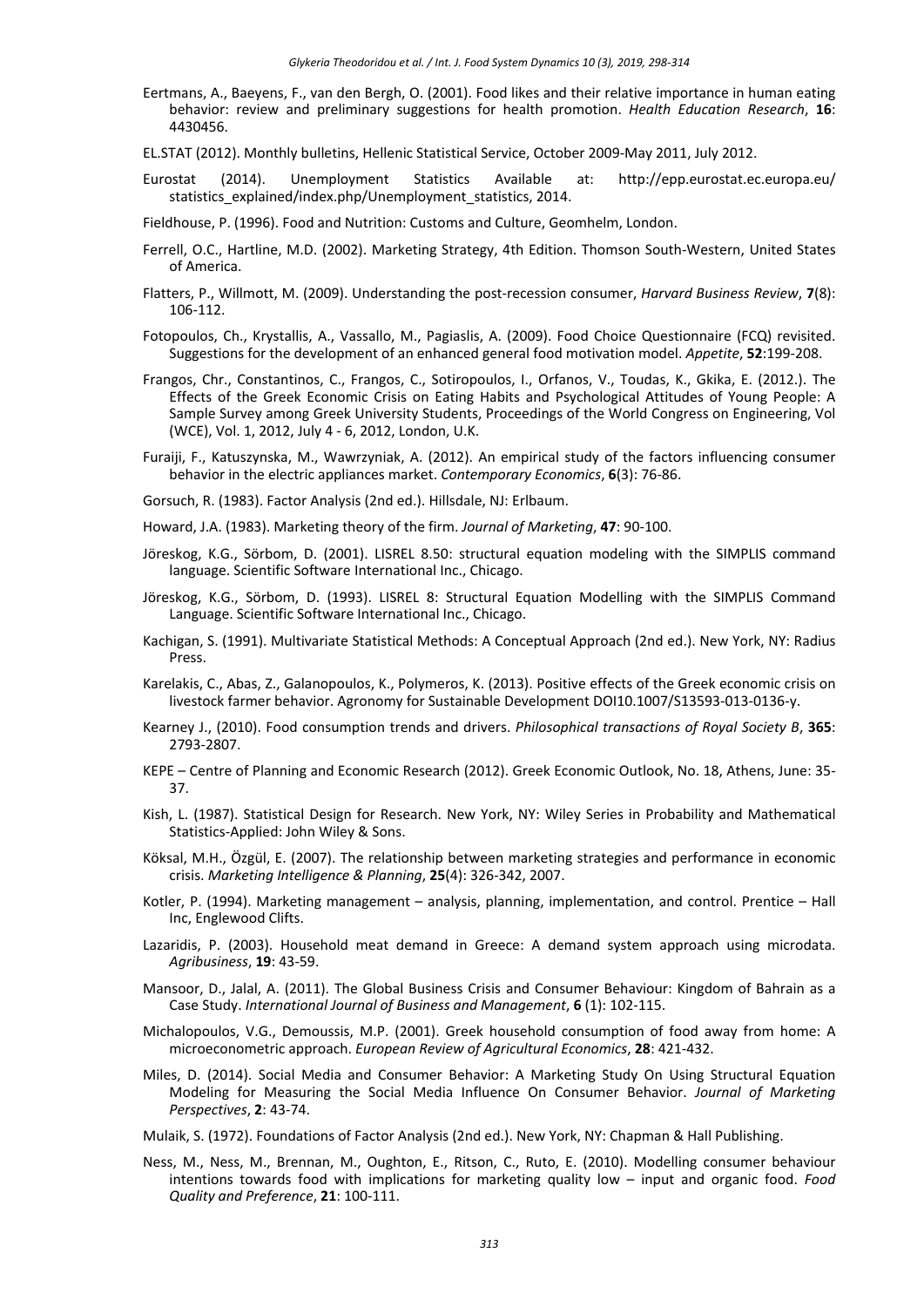Eertmans, A., Baeyens, F., van den Bergh, O. (2001). Food likes and their relative importance in human eating behavior: review and preliminary suggestions for health promotion. *Health Education Research*, **16**: 4430456.

EL.STAT (2012). Monthly bulletins, Hellenic Statistical Service, October 2009-May 2011, July 2012.

Eurostat (2014). Unemployment Statistics Available at: http://epp.eurostat.ec.europa.eu/statistics_explained/index.php/Unemployment_statistics, 2014.

Fieldhouse, P. (1996). Food and Nutrition: Customs and Culture, Geomhelm, London.

Ferrell, O.C., Hartline, M.D. (2002). Marketing Strategy, 4th Edition. Thomson South-Western, United States of America.

Flatters, P., Willmott, M. (2009). Understanding the post-recession consumer, *Harvard Business Review*, **7**(8): 106-112.

Fotopoulos, Ch., Krystallis, A., Vassallo, M., Pagiaslis, A. (2009). Food Choice Questionnaire (FCQ) revisited. Suggestions for the development of an enhanced general food motivation model. *Appetite*, **52**:199-208.

Frangos, Chr., Constantinos, C., Frangos, C., Sotiropoulos, I., Orfanos, V., Toudas, K., Gkika, E. (2012.). The Effects of the Greek Economic Crisis on Eating Habits and Psychological Attitudes of Young People: A Sample Survey among Greek University Students, Proceedings of the World Congress on Engineering, Vol (WCE), Vol. 1, 2012, July 4 - 6, 2012, London, U.K.

Furaiji, F., Katuszynska, M., Wawrzyniak, A. (2012). An empirical study of the factors influencing consumer behavior in the electric appliances market. *Contemporary Economics*, **6**(3): 76-86.

Gorsuch, R. (1983). Factor Analysis (2nd ed.). Hillsdale, NJ: Erlbaum.

Howard, J.A. (1983). Marketing theory of the firm. *Journal of Marketing*, **47**: 90-100.

Jöreskog, K.G., Sörbom, D. (2001). LISREL 8.50: structural equation modeling with the SIMPLIS command language. Scientific Software International Inc., Chicago.

Jöreskog, K.G., Sörbom, D. (1993). LISREL 8: Structural Equation Modelling with the SIMPLIS Command Language. Scientific Software International Inc., Chicago.

Kachigan, S. (1991). Multivariate Statistical Methods: A Conceptual Approach (2nd ed.). New York, NY: Radius Press.

Karelakis, C., Abas, Z., Galanopoulos, K., Polymeros, K. (2013). Positive effects of the Greek economic crisis on livestock farmer behavior. Agronomy for Sustainable Development DOI10.1007/S13593-013-0136-y.

Kearney J., (2010). Food consumption trends and drivers. *Philosophical transactions of Royal Society B*, **365**: 2793-2807.

KEPE – Centre of Planning and Economic Research (2012). Greek Economic Outlook, No. 18, Athens, June: 35-37.

Kish, L. (1987). Statistical Design for Research. New York, NY: Wiley Series in Probability and Mathematical Statistics-Applied: John Wiley & Sons.

Köksal, M.H., Özgül, E. (2007). The relationship between marketing strategies and performance in economic crisis. *Marketing Intelligence & Planning*, **25**(4): 326-342, 2007.

Kotler, P. (1994). Marketing management – analysis, planning, implementation, and control. Prentice – Hall Inc, Englewood Clifts.

Lazaridis, P. (2003). Household meat demand in Greece: A demand system approach using microdata. *Agribusiness*, **19**: 43-59.

Mansoor, D., Jalal, A. (2011). The Global Business Crisis and Consumer Behaviour: Kingdom of Bahrain as a Case Study. *International Journal of Business and Management*, **6** (1): 102-115.

Michalopoulos, V.G., Demoussis, M.P. (2001). Greek household consumption of food away from home: A microeconometric approach. *European Review of Agricultural Economics*, **28**: 421-432.

Miles, D. (2014). Social Media and Consumer Behavior: A Marketing Study On Using Structural Equation Modeling for Measuring the Social Media Influence On Consumer Behavior. *Journal of Marketing Perspectives*, **2**: 43-74.

Mulaik, S. (1972). Foundations of Factor Analysis (2nd ed.). New York, NY: Chapman & Hall Publishing.

Ness, M., Ness, M., Brennan, M., Oughton, E., Ritson, C., Ruto, E. (2010). Modelling consumer behaviour intentions towards food with implications for marketing quality low – input and organic food. *Food Quality and Preference*, **21**: 100-111.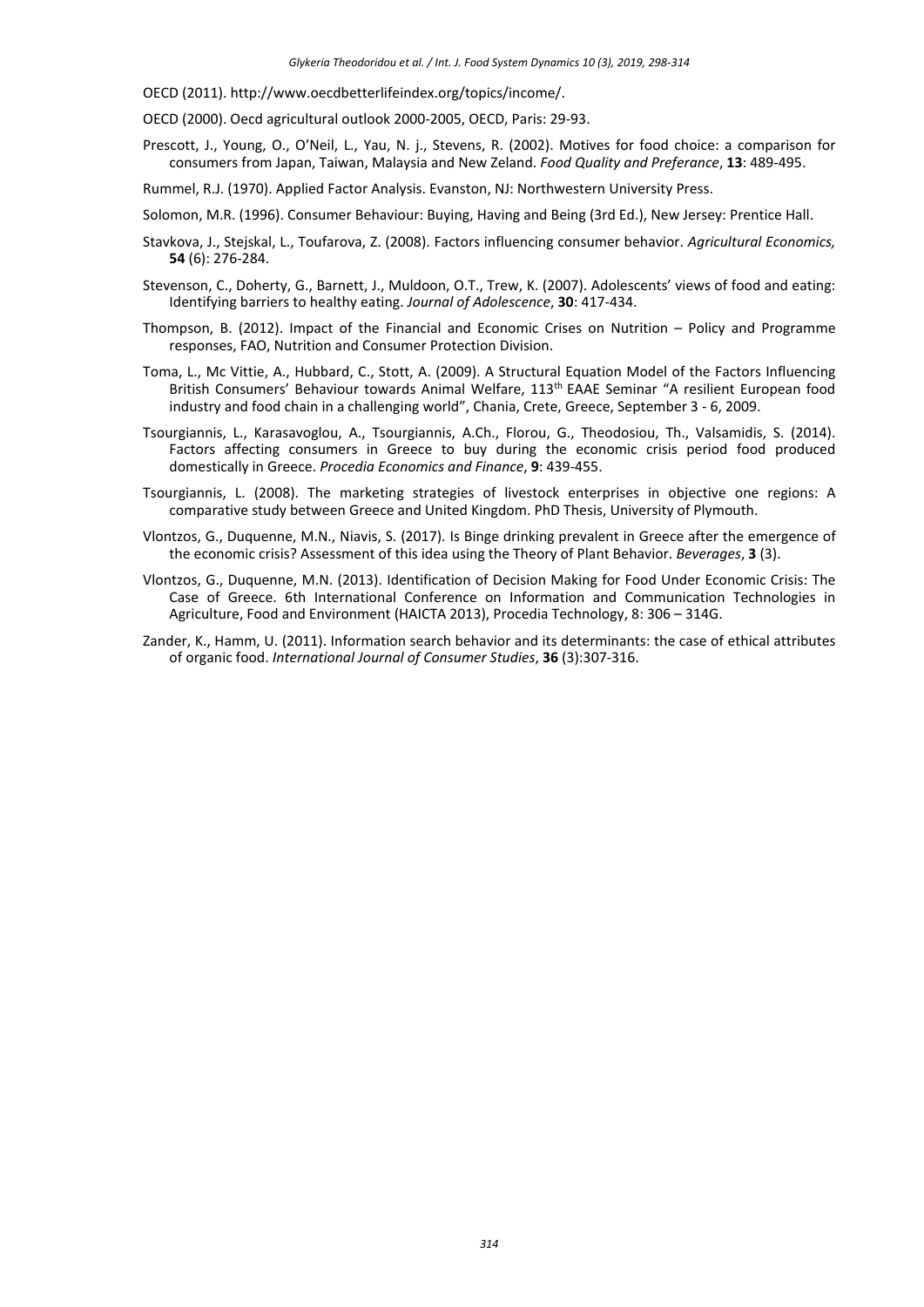OECD (2011). http://www.oecdbetterlifeindex.org/topics/income/.

OECD (2000). Oecd agricultural outlook 2000-2005, OECD, Paris: 29-93.

Prescott, J., Young, O., O'Neil, L., Yau, N. j., Stevens, R. (2002). Motives for food choice: a comparison for consumers from Japan, Taiwan, Malaysia and New Zeland. *Food Quality and Preferance*, **13**: 489-495.

Rummel, R.J. (1970). Applied Factor Analysis. Evanston, NJ: Northwestern University Press.

Solomon, M.R. (1996). Consumer Behaviour: Buying, Having and Being (3rd Ed.), New Jersey: Prentice Hall.

Stavkova, J., Stejskal, L., Toufarova, Z. (2008). Factors influencing consumer behavior. *Agricultural Economics,* **54** (6): 276-284.

Stevenson, C., Doherty, G., Barnett, J., Muldoon, O.T., Trew, K. (2007). Adolescents' views of food and eating: Identifying barriers to healthy eating. *Journal of Adolescence*, **30**: 417-434.

Thompson, B. (2012). Impact of the Financial and Economic Crises on Nutrition – Policy and Programme responses, FAO, Nutrition and Consumer Protection Division.

Toma, L., Mc Vittie, A., Hubbard, C., Stott, A. (2009). A Structural Equation Model of the Factors Influencing British Consumers' Behaviour towards Animal Welfare, 113th EAAE Seminar "A resilient European food industry and food chain in a challenging world", Chania, Crete, Greece, September 3 - 6, 2009.

Tsourgiannis, L., Karasavoglou, A., Tsourgiannis, A.Ch., Florou, G., Theodosiou, Th., Valsamidis, S. (2014). Factors affecting consumers in Greece to buy during the economic crisis period food produced domestically in Greece. *Procedia Economics and Finance*, **9**: 439-455.

Tsourgiannis, L. (2008). The marketing strategies of livestock enterprises in objective one regions: A comparative study between Greece and United Kingdom. PhD Thesis, University of Plymouth.

Vlontzos, G., Duquenne, M.N., Niavis, S. (2017). Is Binge drinking prevalent in Greece after the emergence of the economic crisis? Assessment of this idea using the Theory of Plant Behavior. *Beverages*, **3** (3).

Vlontzos, G., Duquenne, M.N. (2013). Identification of Decision Making for Food Under Economic Crisis: The Case of Greece. 6th International Conference on Information and Communication Technologies in Agriculture, Food and Environment (HAICTA 2013), Procedia Technology, 8: 306 – 314G.

Zander, K., Hamm, U. (2011). Information search behavior and its determinants: the case of ethical attributes of organic food. *International Journal of Consumer Studies*, **36** (3):307-316.